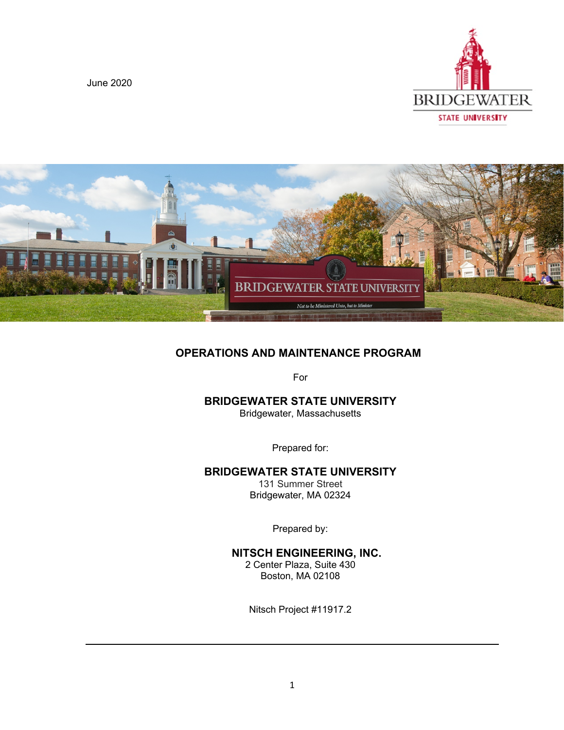June 2020

# OPERATIONS AND MAINTENANCE PROGRAM

For

**BRIDGEWATER STATE UNIVERSITY**
Bridgewater, Massachusetts

Prepared for:

**BRIDGEWATER STATE UNIVERSITY**
131 Summer Street
Bridgewater, MA 02324

Prepared by:

**NITSCH ENGINEERING, INC.**
2 Center Plaza, Suite 430
Boston, MA 02108

Nitsch Project #11917.2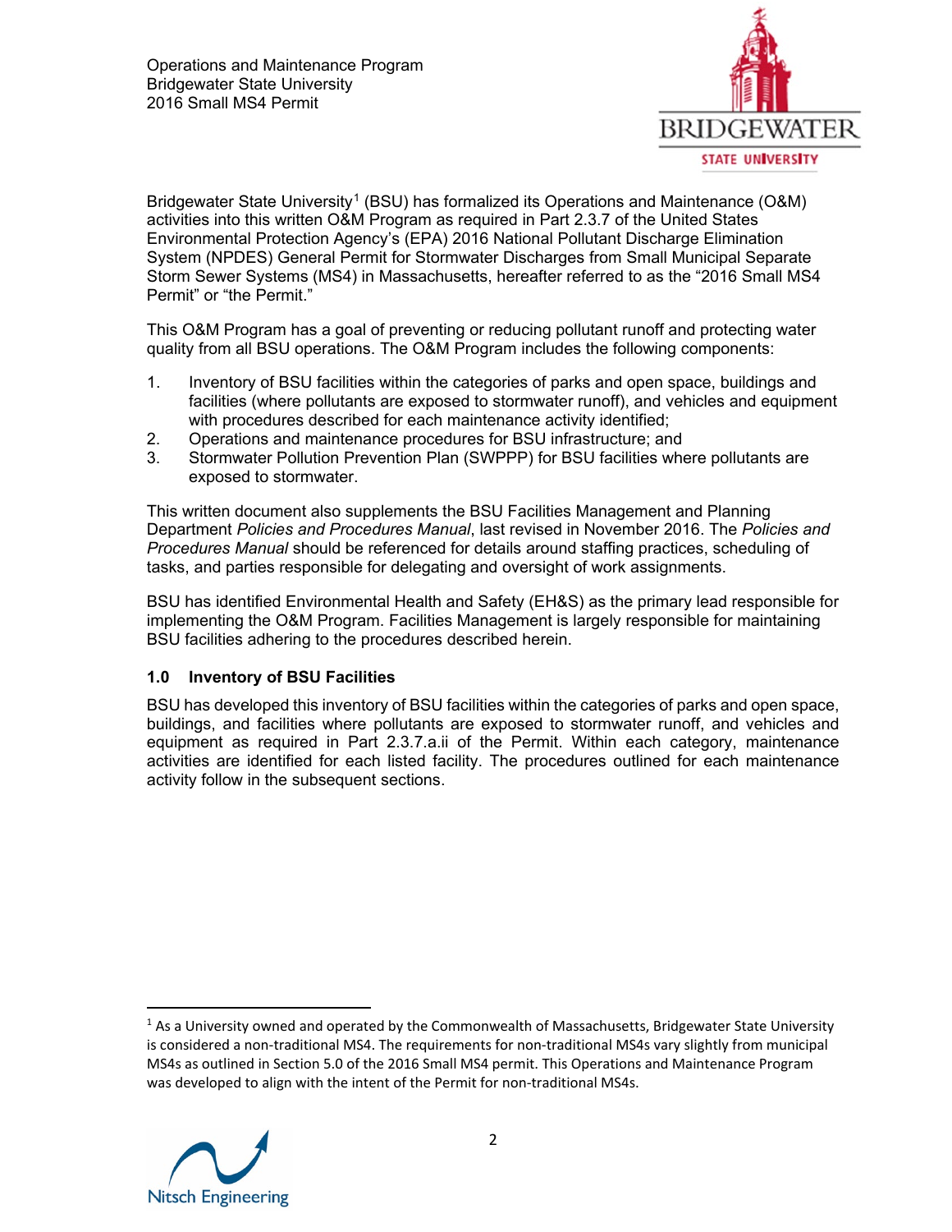Bridgewater State University[1] (BSU) has formalized its Operations and Maintenance (O&M) activities into this written O&M Program as required in Part 2.3.7 of the United States Environmental Protection Agency's (EPA) 2016 National Pollutant Discharge Elimination System (NPDES) General Permit for Stormwater Discharges from Small Municipal Separate Storm Sewer Systems (MS4) in Massachusetts, hereafter referred to as the "2016 Small MS4 Permit" or "the Permit."

This O&M Program has a goal of preventing or reducing pollutant runoff and protecting water quality from all BSU operations. The O&M Program includes the following components:

1. Inventory of BSU facilities within the categories of parks and open space, buildings and facilities (where pollutants are exposed to stormwater runoff), and vehicles and equipment with procedures described for each maintenance activity identified;
2. Operations and maintenance procedures for BSU infrastructure; and
3. Stormwater Pollution Prevention Plan (SWPPP) for BSU facilities where pollutants are exposed to stormwater.

This written document also supplements the BSU Facilities Management and Planning Department *Policies and Procedures Manual*, last revised in November 2016. The *Policies and Procedures Manual* should be referenced for details around staffing practices, scheduling of tasks, and parties responsible for delegating and oversight of work assignments.

BSU has identified Environmental Health and Safety (EH&S) as the primary lead responsible for implementing the O&M Program. Facilities Management is largely responsible for maintaining BSU facilities adhering to the procedures described herein.

## 1.0 Inventory of BSU Facilities

BSU has developed this inventory of BSU facilities within the categories of parks and open space, buildings, and facilities where pollutants are exposed to stormwater runoff, and vehicles and equipment as required in Part 2.3.7.a.ii of the Permit. Within each category, maintenance activities are identified for each listed facility. The procedures outlined for each maintenance activity follow in the subsequent sections.

---

[1] As a University owned and operated by the Commonwealth of Massachusetts, Bridgewater State University is considered a non-traditional MS4. The requirements for non-traditional MS4s vary slightly from municipal MS4s as outlined in Section 5.0 of the 2016 Small MS4 permit. This Operations and Maintenance Program was developed to align with the intent of the Permit for non-traditional MS4s.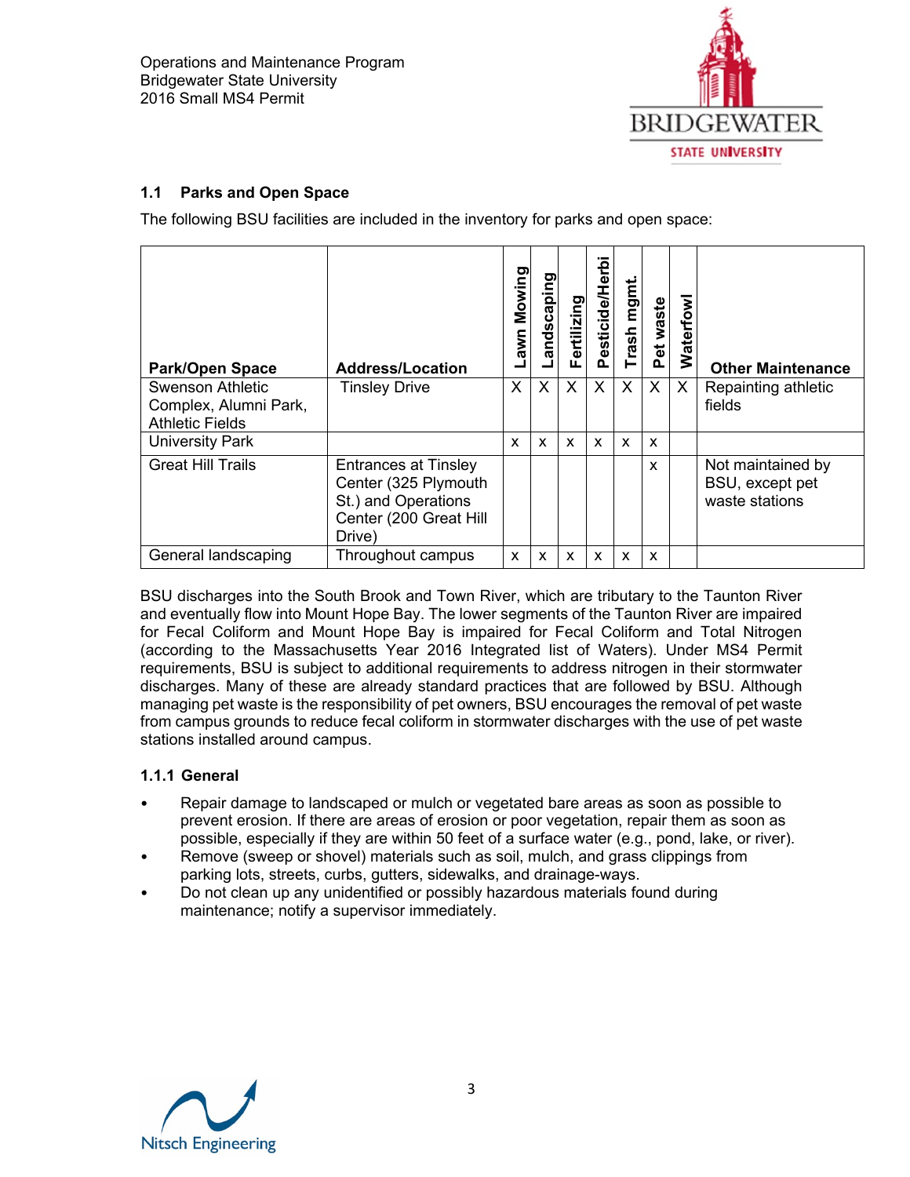### 1.1 Parks and Open Space

The following BSU facilities are included in the inventory for parks and open space:

| Park/Open Space | Address/Location | Lawn Mowing | Landscaping | Fertilizing | Pesticide/Herbi | Trash mgmt. | Pet waste | Waterfowl | Other Maintenance |
|---|---|---|---|---|---|---|---|---|---|
| Swenson Athletic Complex, Alumni Park, Athletic Fields | Tinsley Drive | X | X | X | X | X | X | X | Repainting athletic fields |
| University Park | | x | x | x | x | x | x | | |
| Great Hill Trails | Entrances at Tinsley Center (325 Plymouth St.) and Operations Center (200 Great Hill Drive) | | | | | | x | | Not maintained by BSU, except pet waste stations |
| General landscaping | Throughout campus | x | x | x | x | x | x | | |

BSU discharges into the South Brook and Town River, which are tributary to the Taunton River and eventually flow into Mount Hope Bay. The lower segments of the Taunton River are impaired for Fecal Coliform and Mount Hope Bay is impaired for Fecal Coliform and Total Nitrogen (according to the Massachusetts Year 2016 Integrated list of Waters). Under MS4 Permit requirements, BSU is subject to additional requirements to address nitrogen in their stormwater discharges. Many of these are already standard practices that are followed by BSU. Although managing pet waste is the responsibility of pet owners, BSU encourages the removal of pet waste from campus grounds to reduce fecal coliform in stormwater discharges with the use of pet waste stations installed around campus.

#### 1.1.1 General

- Repair damage to landscaped or mulch or vegetated bare areas as soon as possible to prevent erosion. If there are areas of erosion or poor vegetation, repair them as soon as possible, especially if they are within 50 feet of a surface water (e.g., pond, lake, or river).
- Remove (sweep or shovel) materials such as soil, mulch, and grass clippings from parking lots, streets, curbs, gutters, sidewalks, and drainage-ways.
- Do not clean up any unidentified or possibly hazardous materials found during maintenance; notify a supervisor immediately.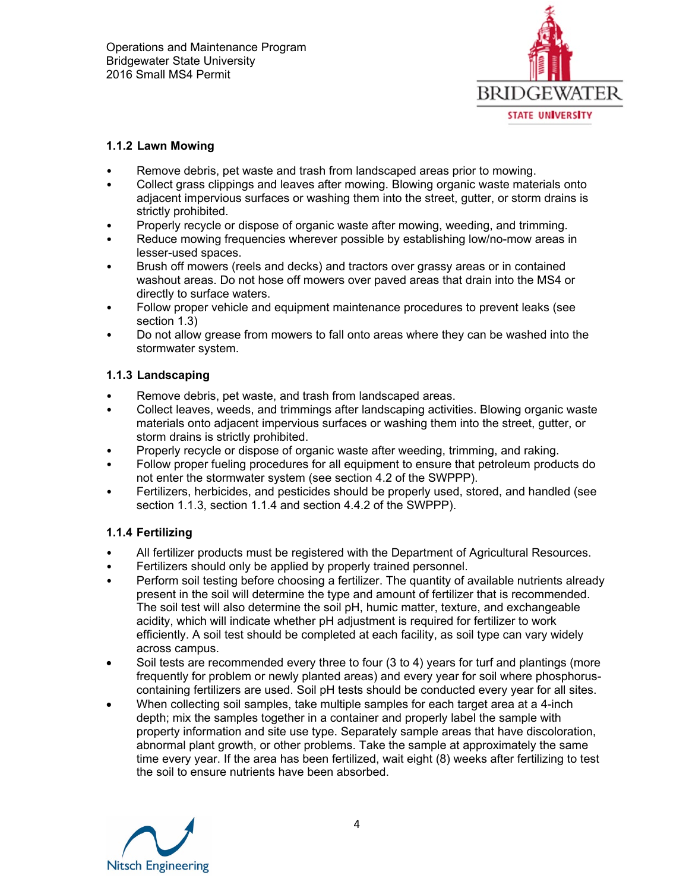### 1.1.2 Lawn Mowing

- Remove debris, pet waste and trash from landscaped areas prior to mowing.
- Collect grass clippings and leaves after mowing. Blowing organic waste materials onto adjacent impervious surfaces or washing them into the street, gutter, or storm drains is strictly prohibited.
- Properly recycle or dispose of organic waste after mowing, weeding, and trimming.
- Reduce mowing frequencies wherever possible by establishing low/no-mow areas in lesser-used spaces.
- Brush off mowers (reels and decks) and tractors over grassy areas or in contained washout areas. Do not hose off mowers over paved areas that drain into the MS4 or directly to surface waters.
- Follow proper vehicle and equipment maintenance procedures to prevent leaks (see section 1.3)
- Do not allow grease from mowers to fall onto areas where they can be washed into the stormwater system.

### 1.1.3 Landscaping

- Remove debris, pet waste, and trash from landscaped areas.
- Collect leaves, weeds, and trimmings after landscaping activities. Blowing organic waste materials onto adjacent impervious surfaces or washing them into the street, gutter, or storm drains is strictly prohibited.
- Properly recycle or dispose of organic waste after weeding, trimming, and raking.
- Follow proper fueling procedures for all equipment to ensure that petroleum products do not enter the stormwater system (see section 4.2 of the SWPPP).
- Fertilizers, herbicides, and pesticides should be properly used, stored, and handled (see section 1.1.3, section 1.1.4 and section 4.4.2 of the SWPPP).

### 1.1.4 Fertilizing

- All fertilizer products must be registered with the Department of Agricultural Resources.
- Fertilizers should only be applied by properly trained personnel.
- Perform soil testing before choosing a fertilizer. The quantity of available nutrients already present in the soil will determine the type and amount of fertilizer that is recommended. The soil test will also determine the soil pH, humic matter, texture, and exchangeable acidity, which will indicate whether pH adjustment is required for fertilizer to work efficiently. A soil test should be completed at each facility, as soil type can vary widely across campus.
- Soil tests are recommended every three to four (3 to 4) years for turf and plantings (more frequently for problem or newly planted areas) and every year for soil where phosphorus-containing fertilizers are used. Soil pH tests should be conducted every year for all sites.
- When collecting soil samples, take multiple samples for each target area at a 4-inch depth; mix the samples together in a container and properly label the sample with property information and site use type. Separately sample areas that have discoloration, abnormal plant growth, or other problems. Take the sample at approximately the same time every year. If the area has been fertilized, wait eight (8) weeks after fertilizing to test the soil to ensure nutrients have been absorbed.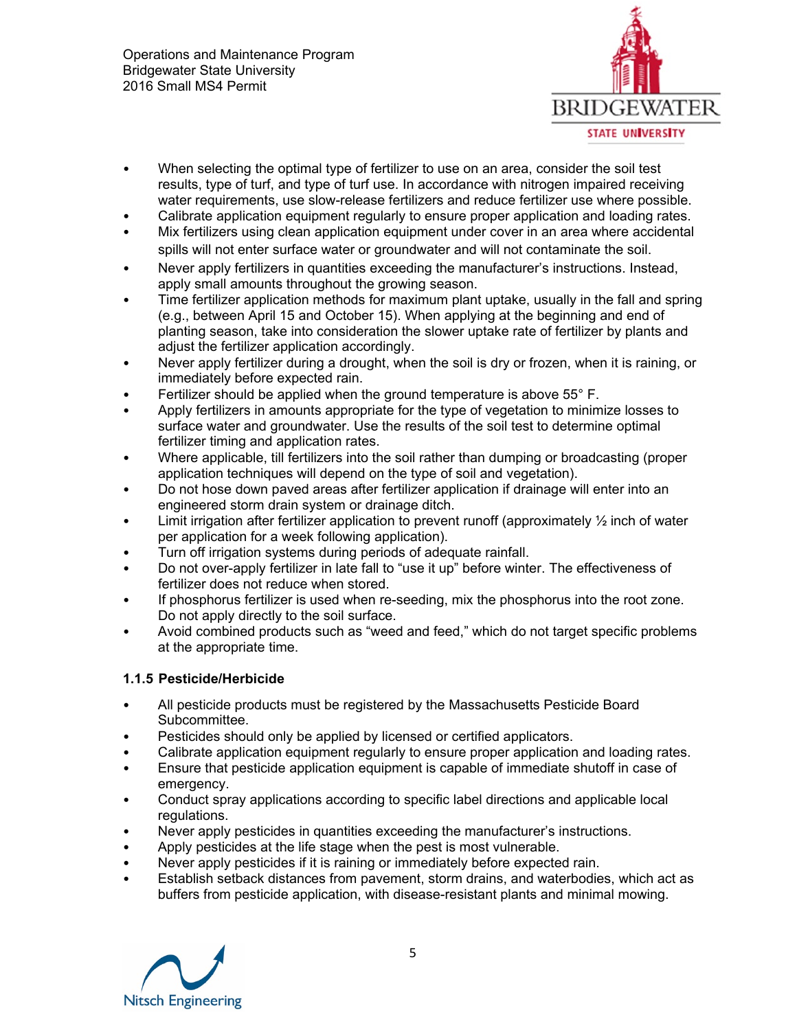- When selecting the optimal type of fertilizer to use on an area, consider the soil test results, type of turf, and type of turf use. In accordance with nitrogen impaired receiving water requirements, use slow-release fertilizers and reduce fertilizer use where possible.
- Calibrate application equipment regularly to ensure proper application and loading rates.
- Mix fertilizers using clean application equipment under cover in an area where accidental spills will not enter surface water or groundwater and will not contaminate the soil.
- Never apply fertilizers in quantities exceeding the manufacturer's instructions. Instead, apply small amounts throughout the growing season.
- Time fertilizer application methods for maximum plant uptake, usually in the fall and spring (e.g., between April 15 and October 15). When applying at the beginning and end of planting season, take into consideration the slower uptake rate of fertilizer by plants and adjust the fertilizer application accordingly.
- Never apply fertilizer during a drought, when the soil is dry or frozen, when it is raining, or immediately before expected rain.
- Fertilizer should be applied when the ground temperature is above 55° F.
- Apply fertilizers in amounts appropriate for the type of vegetation to minimize losses to surface water and groundwater. Use the results of the soil test to determine optimal fertilizer timing and application rates.
- Where applicable, till fertilizers into the soil rather than dumping or broadcasting (proper application techniques will depend on the type of soil and vegetation).
- Do not hose down paved areas after fertilizer application if drainage will enter into an engineered storm drain system or drainage ditch.
- Limit irrigation after fertilizer application to prevent runoff (approximately ½ inch of water per application for a week following application).
- Turn off irrigation systems during periods of adequate rainfall.
- Do not over-apply fertilizer in late fall to "use it up" before winter. The effectiveness of fertilizer does not reduce when stored.
- If phosphorus fertilizer is used when re-seeding, mix the phosphorus into the root zone. Do not apply directly to the soil surface.
- Avoid combined products such as "weed and feed," which do not target specific problems at the appropriate time.

### 1.1.5 Pesticide/Herbicide

- All pesticide products must be registered by the Massachusetts Pesticide Board Subcommittee.
- Pesticides should only be applied by licensed or certified applicators.
- Calibrate application equipment regularly to ensure proper application and loading rates.
- Ensure that pesticide application equipment is capable of immediate shutoff in case of emergency.
- Conduct spray applications according to specific label directions and applicable local regulations.
- Never apply pesticides in quantities exceeding the manufacturer's instructions.
- Apply pesticides at the life stage when the pest is most vulnerable.
- Never apply pesticides if it is raining or immediately before expected rain.
- Establish setback distances from pavement, storm drains, and waterbodies, which act as buffers from pesticide application, with disease-resistant plants and minimal mowing.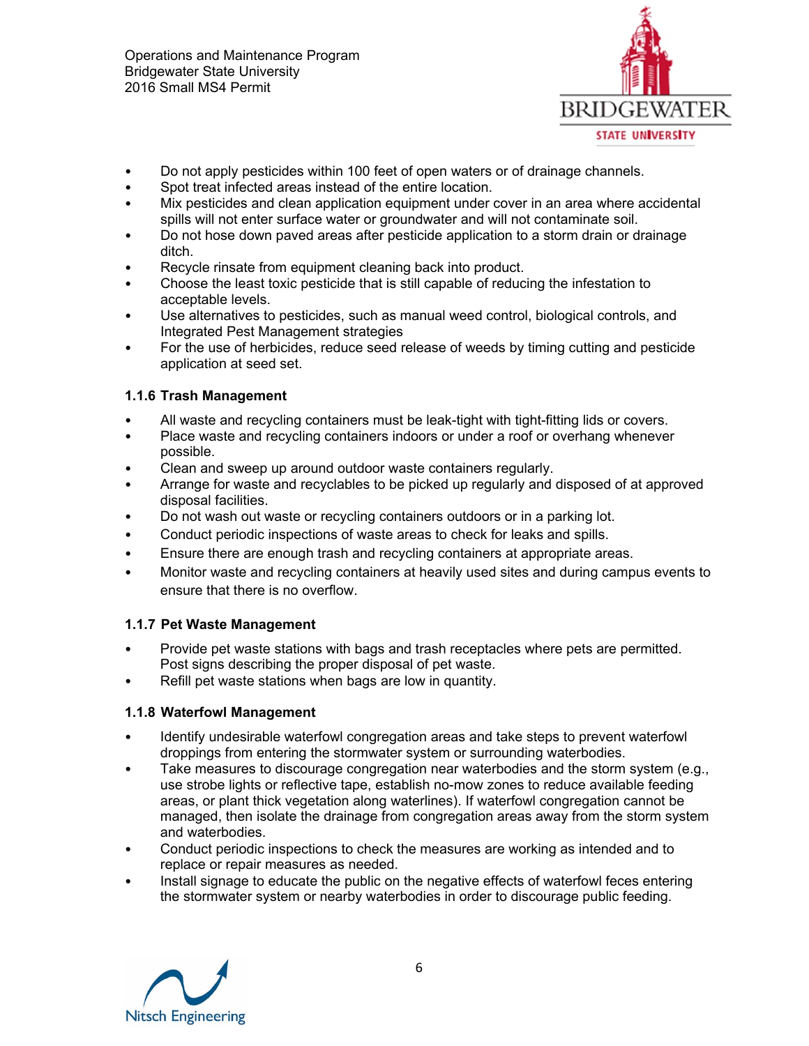- Do not apply pesticides within 100 feet of open waters or of drainage channels.
- Spot treat infected areas instead of the entire location.
- Mix pesticides and clean application equipment under cover in an area where accidental spills will not enter surface water or groundwater and will not contaminate soil.
- Do not hose down paved areas after pesticide application to a storm drain or drainage ditch.
- Recycle rinsate from equipment cleaning back into product.
- Choose the least toxic pesticide that is still capable of reducing the infestation to acceptable levels.
- Use alternatives to pesticides, such as manual weed control, biological controls, and Integrated Pest Management strategies
- For the use of herbicides, reduce seed release of weeds by timing cutting and pesticide application at seed set.

### 1.1.6 Trash Management

- All waste and recycling containers must be leak-tight with tight-fitting lids or covers.
- Place waste and recycling containers indoors or under a roof or overhang whenever possible.
- Clean and sweep up around outdoor waste containers regularly.
- Arrange for waste and recyclables to be picked up regularly and disposed of at approved disposal facilities.
- Do not wash out waste or recycling containers outdoors or in a parking lot.
- Conduct periodic inspections of waste areas to check for leaks and spills.
- Ensure there are enough trash and recycling containers at appropriate areas.
- Monitor waste and recycling containers at heavily used sites and during campus events to ensure that there is no overflow.

### 1.1.7 Pet Waste Management

- Provide pet waste stations with bags and trash receptacles where pets are permitted. Post signs describing the proper disposal of pet waste.
- Refill pet waste stations when bags are low in quantity.

### 1.1.8 Waterfowl Management

- Identify undesirable waterfowl congregation areas and take steps to prevent waterfowl droppings from entering the stormwater system or surrounding waterbodies.
- Take measures to discourage congregation near waterbodies and the storm system (e.g., use strobe lights or reflective tape, establish no-mow zones to reduce available feeding areas, or plant thick vegetation along waterlines). If waterfowl congregation cannot be managed, then isolate the drainage from congregation areas away from the storm system and waterbodies.
- Conduct periodic inspections to check the measures are working as intended and to replace or repair measures as needed.
- Install signage to educate the public on the negative effects of waterfowl feces entering the stormwater system or nearby waterbodies in order to discourage public feeding.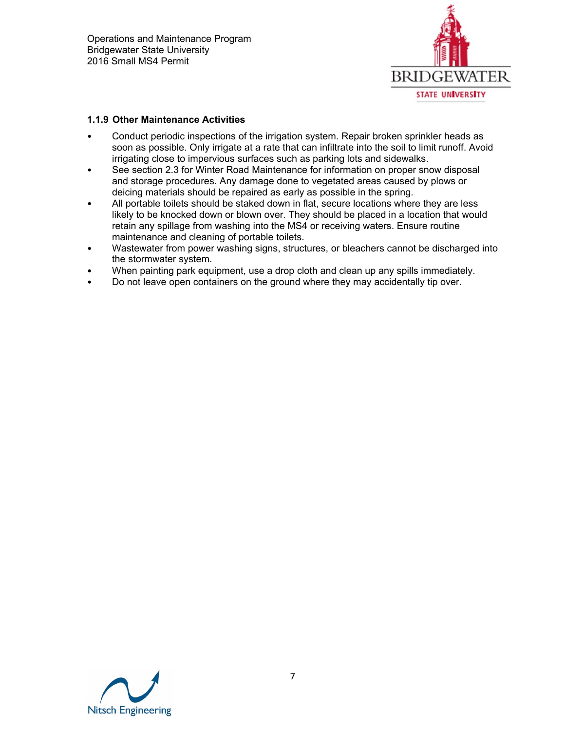### 1.1.9 Other Maintenance Activities

- Conduct periodic inspections of the irrigation system. Repair broken sprinkler heads as soon as possible. Only irrigate at a rate that can infiltrate into the soil to limit runoff. Avoid irrigating close to impervious surfaces such as parking lots and sidewalks.
- See section 2.3 for Winter Road Maintenance for information on proper snow disposal and storage procedures. Any damage done to vegetated areas caused by plows or deicing materials should be repaired as early as possible in the spring.
- All portable toilets should be staked down in flat, secure locations where they are less likely to be knocked down or blown over. They should be placed in a location that would retain any spillage from washing into the MS4 or receiving waters. Ensure routine maintenance and cleaning of portable toilets.
- Wastewater from power washing signs, structures, or bleachers cannot be discharged into the stormwater system.
- When painting park equipment, use a drop cloth and clean up any spills immediately.
- Do not leave open containers on the ground where they may accidentally tip over.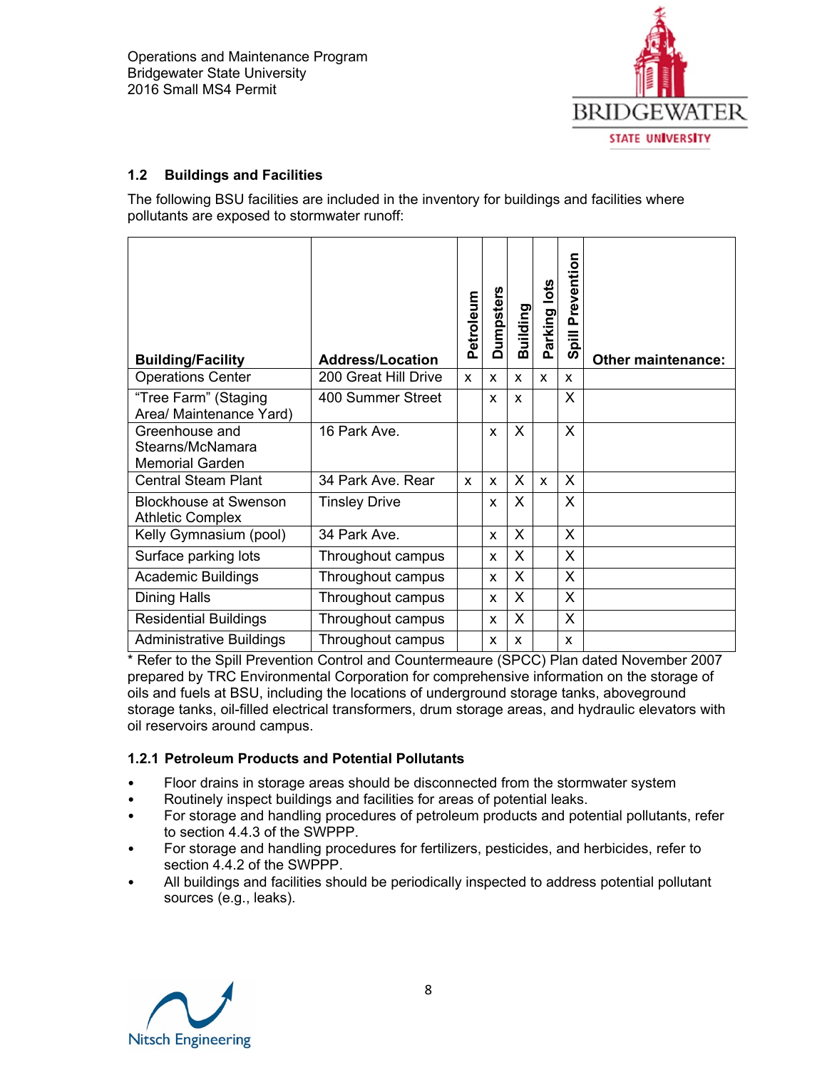### 1.2 Buildings and Facilities

The following BSU facilities are included in the inventory for buildings and facilities where pollutants are exposed to stormwater runoff:

| Building/Facility | Address/Location | Petroleum | Dumpsters | Building | Parking lots | Spill Prevention | Other maintenance: |
|---|---|---|---|---|---|---|---|
| Operations Center | 200 Great Hill Drive | x | x | x | x | x | |
| "Tree Farm" (Staging Area/ Maintenance Yard) | 400 Summer Street | | x | x | | X | |
| Greenhouse and Stearns/McNamara Memorial Garden | 16 Park Ave. | | x | X | | X | |
| Central Steam Plant | 34 Park Ave. Rear | x | x | X | x | X | |
| Blockhouse at Swenson Athletic Complex | Tinsley Drive | | x | X | | X | |
| Kelly Gymnasium (pool) | 34 Park Ave. | | x | X | | X | |
| Surface parking lots | Throughout campus | | x | X | | X | |
| Academic Buildings | Throughout campus | | x | X | | X | |
| Dining Halls | Throughout campus | | x | X | | X | |
| Residential Buildings | Throughout campus | | x | X | | X | |
| Administrative Buildings | Throughout campus | | x | x | | x | |

* Refer to the Spill Prevention Control and Countermeaure (SPCC) Plan dated November 2007 prepared by TRC Environmental Corporation for comprehensive information on the storage of oils and fuels at BSU, including the locations of underground storage tanks, aboveground storage tanks, oil-filled electrical transformers, drum storage areas, and hydraulic elevators with oil reservoirs around campus.

#### 1.2.1 Petroleum Products and Potential Pollutants

- Floor drains in storage areas should be disconnected from the stormwater system
- Routinely inspect buildings and facilities for areas of potential leaks.
- For storage and handling procedures of petroleum products and potential pollutants, refer to section 4.4.3 of the SWPPP.
- For storage and handling procedures for fertilizers, pesticides, and herbicides, refer to section 4.4.2 of the SWPPP.
- All buildings and facilities should be periodically inspected to address potential pollutant sources (e.g., leaks).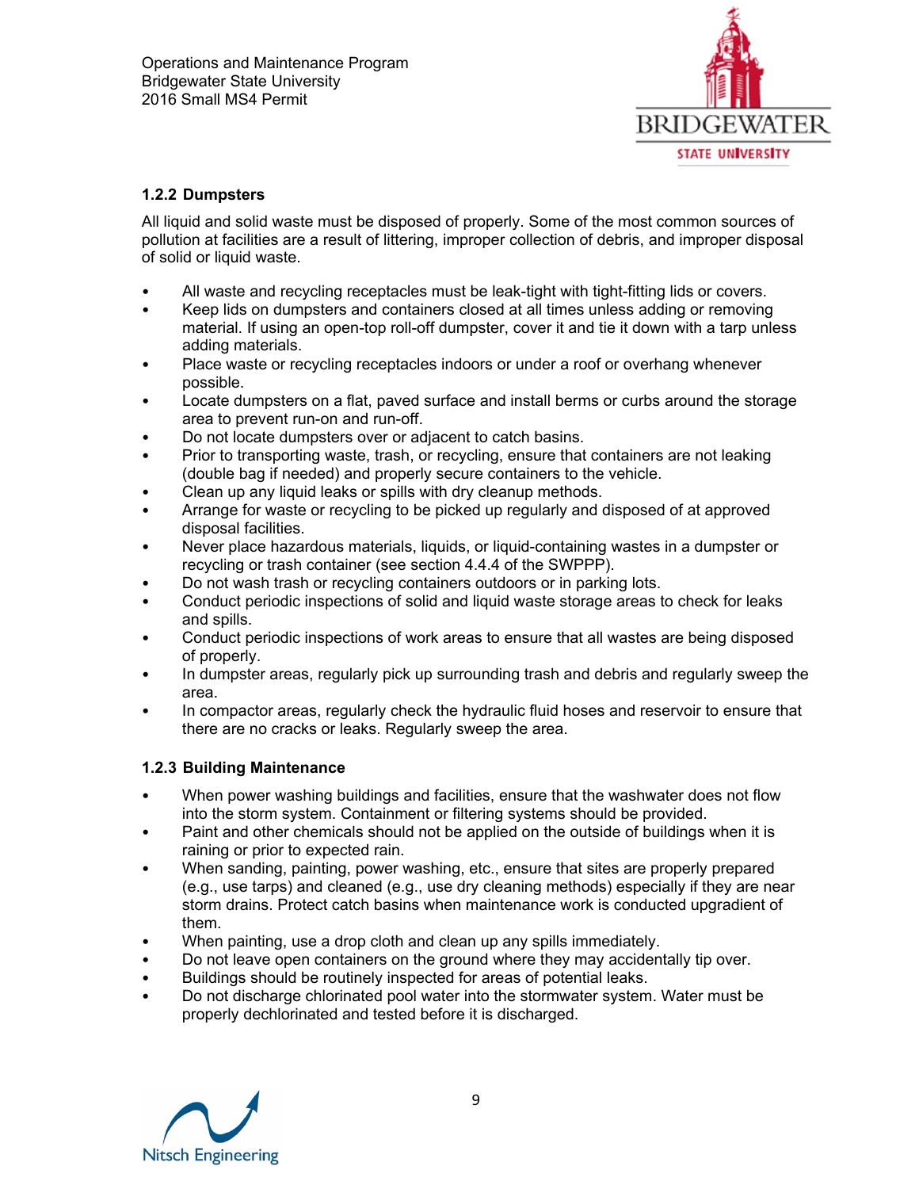### 1.2.2 Dumpsters

All liquid and solid waste must be disposed of properly. Some of the most common sources of pollution at facilities are a result of littering, improper collection of debris, and improper disposal of solid or liquid waste.

- All waste and recycling receptacles must be leak-tight with tight-fitting lids or covers.
- Keep lids on dumpsters and containers closed at all times unless adding or removing material. If using an open-top roll-off dumpster, cover it and tie it down with a tarp unless adding materials.
- Place waste or recycling receptacles indoors or under a roof or overhang whenever possible.
- Locate dumpsters on a flat, paved surface and install berms or curbs around the storage area to prevent run-on and run-off.
- Do not locate dumpsters over or adjacent to catch basins.
- Prior to transporting waste, trash, or recycling, ensure that containers are not leaking (double bag if needed) and properly secure containers to the vehicle.
- Clean up any liquid leaks or spills with dry cleanup methods.
- Arrange for waste or recycling to be picked up regularly and disposed of at approved disposal facilities.
- Never place hazardous materials, liquids, or liquid-containing wastes in a dumpster or recycling or trash container (see section 4.4.4 of the SWPPP).
- Do not wash trash or recycling containers outdoors or in parking lots.
- Conduct periodic inspections of solid and liquid waste storage areas to check for leaks and spills.
- Conduct periodic inspections of work areas to ensure that all wastes are being disposed of properly.
- In dumpster areas, regularly pick up surrounding trash and debris and regularly sweep the area.
- In compactor areas, regularly check the hydraulic fluid hoses and reservoir to ensure that there are no cracks or leaks. Regularly sweep the area.

### 1.2.3 Building Maintenance

- When power washing buildings and facilities, ensure that the washwater does not flow into the storm system. Containment or filtering systems should be provided.
- Paint and other chemicals should not be applied on the outside of buildings when it is raining or prior to expected rain.
- When sanding, painting, power washing, etc., ensure that sites are properly prepared (e.g., use tarps) and cleaned (e.g., use dry cleaning methods) especially if they are near storm drains. Protect catch basins when maintenance work is conducted upgradient of them.
- When painting, use a drop cloth and clean up any spills immediately.
- Do not leave open containers on the ground where they may accidentally tip over.
- Buildings should be routinely inspected for areas of potential leaks.
- Do not discharge chlorinated pool water into the stormwater system. Water must be properly dechlorinated and tested before it is discharged.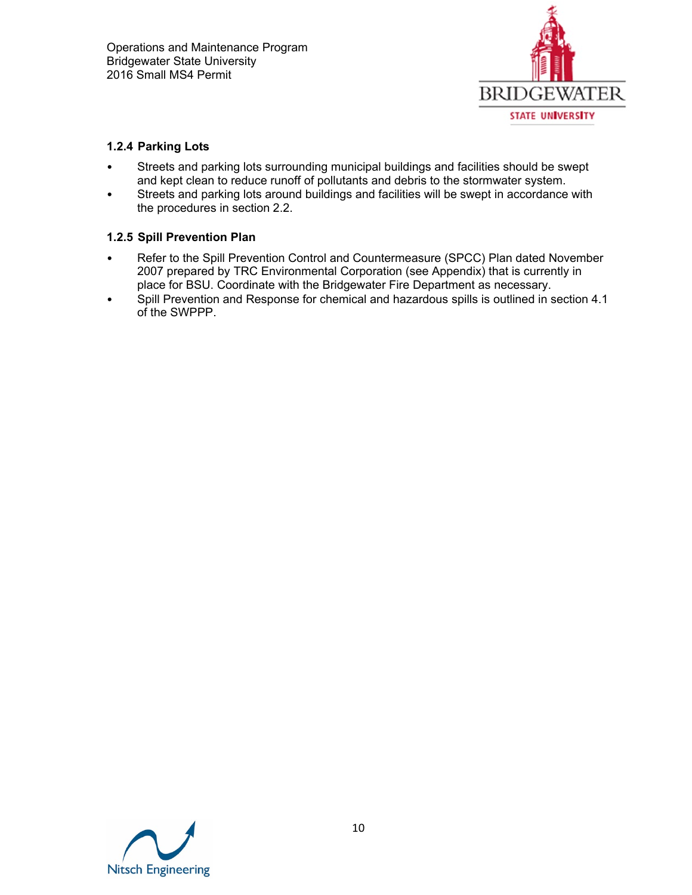### 1.2.4 Parking Lots

- Streets and parking lots surrounding municipal buildings and facilities should be swept and kept clean to reduce runoff of pollutants and debris to the stormwater system.
- Streets and parking lots around buildings and facilities will be swept in accordance with the procedures in section 2.2.

### 1.2.5 Spill Prevention Plan

- Refer to the Spill Prevention Control and Countermeasure (SPCC) Plan dated November 2007 prepared by TRC Environmental Corporation (see Appendix) that is currently in place for BSU. Coordinate with the Bridgewater Fire Department as necessary.
- Spill Prevention and Response for chemical and hazardous spills is outlined in section 4.1 of the SWPPP.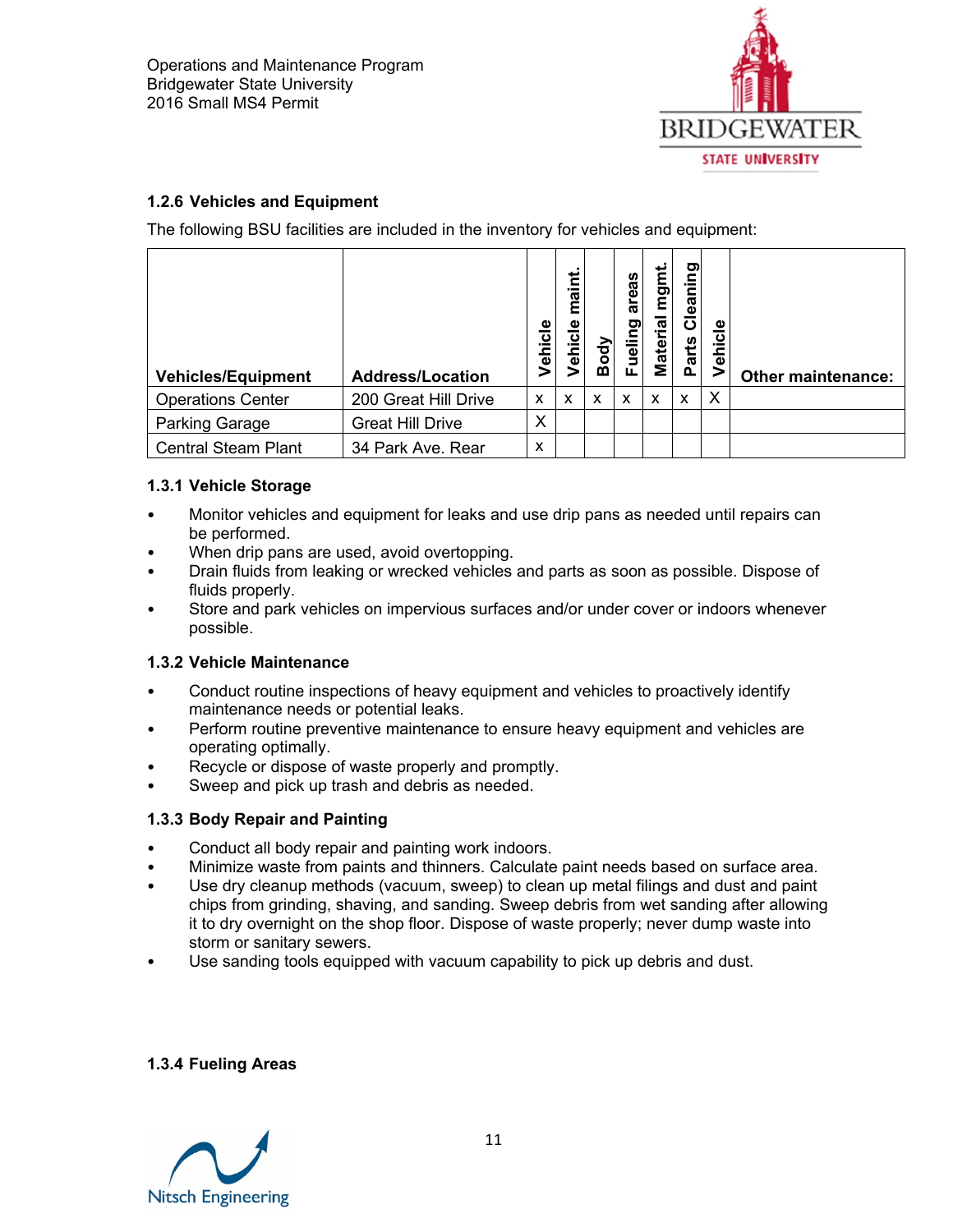### 1.2.6 Vehicles and Equipment

The following BSU facilities are included in the inventory for vehicles and equipment:

| Vehicles/Equipment | Address/Location | Vehicle | Vehicle maint. | Body | Fueling areas | Material mgmt. | Parts Cleaning | Vehicle | Other maintenance: |
|---|---|---|---|---|---|---|---|---|---|
| Operations Center | 200 Great Hill Drive | x | x | x | x | x | x | X | |
| Parking Garage | Great Hill Drive | X | | | | | | | |
| Central Steam Plant | 34 Park Ave. Rear | x | | | | | | | |

### 1.3.1 Vehicle Storage

- Monitor vehicles and equipment for leaks and use drip pans as needed until repairs can be performed.
- When drip pans are used, avoid overtopping.
- Drain fluids from leaking or wrecked vehicles and parts as soon as possible. Dispose of fluids properly.
- Store and park vehicles on impervious surfaces and/or under cover or indoors whenever possible.

### 1.3.2 Vehicle Maintenance

- Conduct routine inspections of heavy equipment and vehicles to proactively identify maintenance needs or potential leaks.
- Perform routine preventive maintenance to ensure heavy equipment and vehicles are operating optimally.
- Recycle or dispose of waste properly and promptly.
- Sweep and pick up trash and debris as needed.

### 1.3.3 Body Repair and Painting

- Conduct all body repair and painting work indoors.
- Minimize waste from paints and thinners. Calculate paint needs based on surface area.
- Use dry cleanup methods (vacuum, sweep) to clean up metal filings and dust and paint chips from grinding, shaving, and sanding. Sweep debris from wet sanding after allowing it to dry overnight on the shop floor. Dispose of waste properly; never dump waste into storm or sanitary sewers.
- Use sanding tools equipped with vacuum capability to pick up debris and dust.

### 1.3.4 Fueling Areas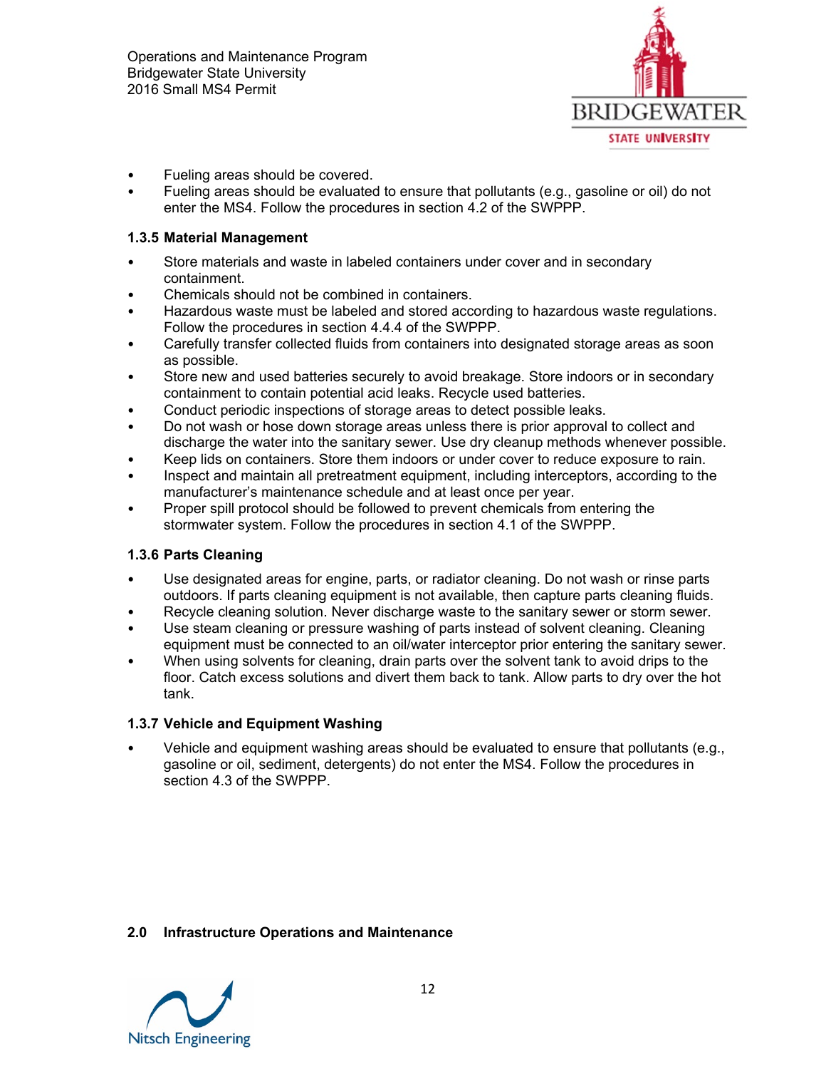- Fueling areas should be covered.
- Fueling areas should be evaluated to ensure that pollutants (e.g., gasoline or oil) do not enter the MS4. Follow the procedures in section 4.2 of the SWPPP.

### 1.3.5 Material Management

- Store materials and waste in labeled containers under cover and in secondary containment.
- Chemicals should not be combined in containers.
- Hazardous waste must be labeled and stored according to hazardous waste regulations. Follow the procedures in section 4.4.4 of the SWPPP.
- Carefully transfer collected fluids from containers into designated storage areas as soon as possible.
- Store new and used batteries securely to avoid breakage. Store indoors or in secondary containment to contain potential acid leaks. Recycle used batteries.
- Conduct periodic inspections of storage areas to detect possible leaks.
- Do not wash or hose down storage areas unless there is prior approval to collect and discharge the water into the sanitary sewer. Use dry cleanup methods whenever possible.
- Keep lids on containers. Store them indoors or under cover to reduce exposure to rain.
- Inspect and maintain all pretreatment equipment, including interceptors, according to the manufacturer's maintenance schedule and at least once per year.
- Proper spill protocol should be followed to prevent chemicals from entering the stormwater system. Follow the procedures in section 4.1 of the SWPPP.

### 1.3.6 Parts Cleaning

- Use designated areas for engine, parts, or radiator cleaning. Do not wash or rinse parts outdoors. If parts cleaning equipment is not available, then capture parts cleaning fluids.
- Recycle cleaning solution. Never discharge waste to the sanitary sewer or storm sewer.
- Use steam cleaning or pressure washing of parts instead of solvent cleaning. Cleaning equipment must be connected to an oil/water interceptor prior entering the sanitary sewer.
- When using solvents for cleaning, drain parts over the solvent tank to avoid drips to the floor. Catch excess solutions and divert them back to tank. Allow parts to dry over the hot tank.

### 1.3.7 Vehicle and Equipment Washing

- Vehicle and equipment washing areas should be evaluated to ensure that pollutants (e.g., gasoline or oil, sediment, detergents) do not enter the MS4. Follow the procedures in section 4.3 of the SWPPP.

## 2.0 Infrastructure Operations and Maintenance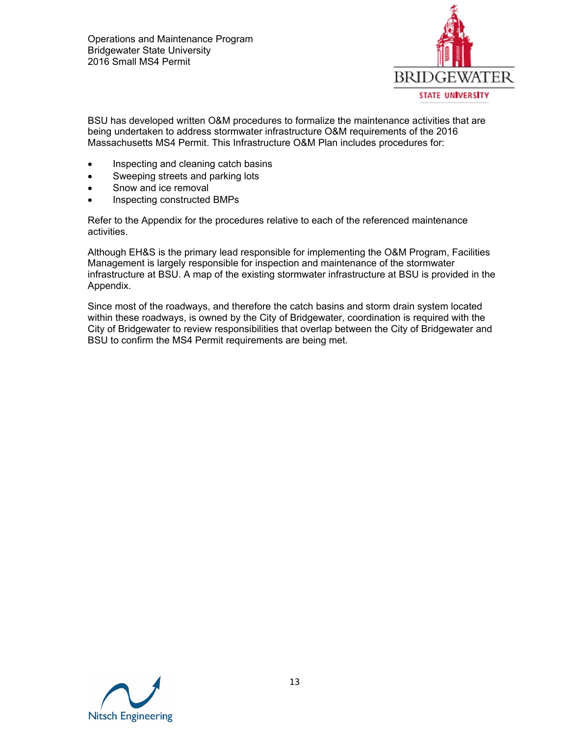BSU has developed written O&M procedures to formalize the maintenance activities that are being undertaken to address stormwater infrastructure O&M requirements of the 2016 Massachusetts MS4 Permit. This Infrastructure O&M Plan includes procedures for:

- Inspecting and cleaning catch basins
- Sweeping streets and parking lots
- Snow and ice removal
- Inspecting constructed BMPs

Refer to the Appendix for the procedures relative to each of the referenced maintenance activities.

Although EH&S is the primary lead responsible for implementing the O&M Program, Facilities Management is largely responsible for inspection and maintenance of the stormwater infrastructure at BSU. A map of the existing stormwater infrastructure at BSU is provided in the Appendix.

Since most of the roadways, and therefore the catch basins and storm drain system located within these roadways, is owned by the City of Bridgewater, coordination is required with the City of Bridgewater to review responsibilities that overlap between the City of Bridgewater and BSU to confirm the MS4 Permit requirements are being met.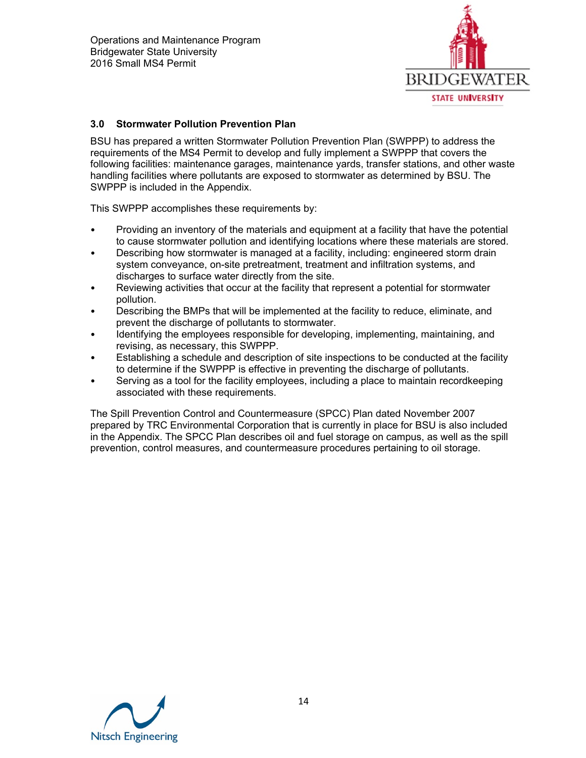## 3.0 Stormwater Pollution Prevention Plan

BSU has prepared a written Stormwater Pollution Prevention Plan (SWPPP) to address the requirements of the MS4 Permit to develop and fully implement a SWPPP that covers the following facilities: maintenance garages, maintenance yards, transfer stations, and other waste handling facilities where pollutants are exposed to stormwater as determined by BSU. The SWPPP is included in the Appendix.

This SWPPP accomplishes these requirements by:

- Providing an inventory of the materials and equipment at a facility that have the potential to cause stormwater pollution and identifying locations where these materials are stored.
- Describing how stormwater is managed at a facility, including: engineered storm drain system conveyance, on-site pretreatment, treatment and infiltration systems, and discharges to surface water directly from the site.
- Reviewing activities that occur at the facility that represent a potential for stormwater pollution.
- Describing the BMPs that will be implemented at the facility to reduce, eliminate, and prevent the discharge of pollutants to stormwater.
- Identifying the employees responsible for developing, implementing, maintaining, and revising, as necessary, this SWPPP.
- Establishing a schedule and description of site inspections to be conducted at the facility to determine if the SWPPP is effective in preventing the discharge of pollutants.
- Serving as a tool for the facility employees, including a place to maintain recordkeeping associated with these requirements.

The Spill Prevention Control and Countermeasure (SPCC) Plan dated November 2007 prepared by TRC Environmental Corporation that is currently in place for BSU is also included in the Appendix. The SPCC Plan describes oil and fuel storage on campus, as well as the spill prevention, control measures, and countermeasure procedures pertaining to oil storage.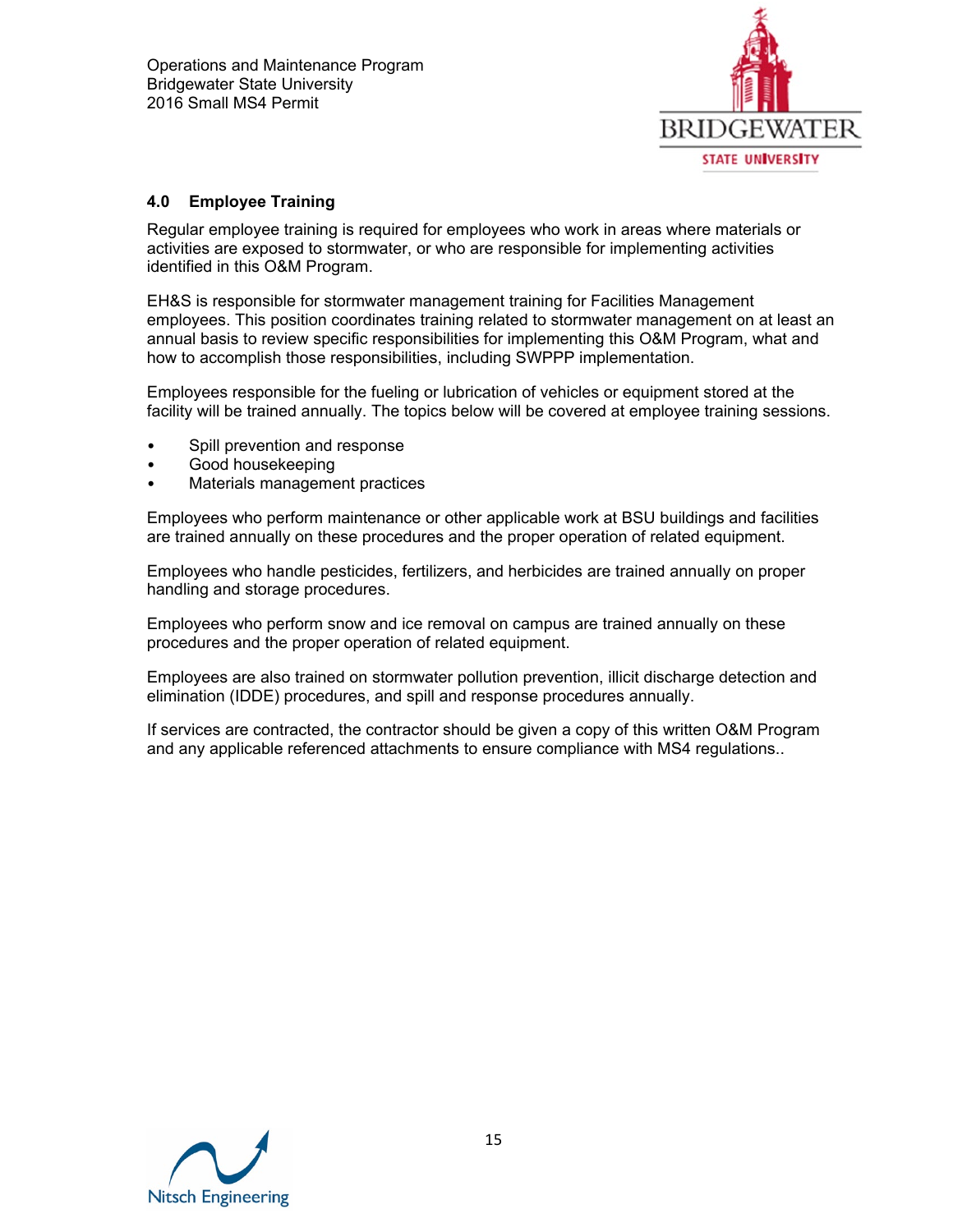## 4.0 Employee Training

Regular employee training is required for employees who work in areas where materials or activities are exposed to stormwater, or who are responsible for implementing activities identified in this O&M Program.

EH&S is responsible for stormwater management training for Facilities Management employees. This position coordinates training related to stormwater management on at least an annual basis to review specific responsibilities for implementing this O&M Program, what and how to accomplish those responsibilities, including SWPPP implementation.

Employees responsible for the fueling or lubrication of vehicles or equipment stored at the facility will be trained annually. The topics below will be covered at employee training sessions.

- Spill prevention and response
- Good housekeeping
- Materials management practices

Employees who perform maintenance or other applicable work at BSU buildings and facilities are trained annually on these procedures and the proper operation of related equipment.

Employees who handle pesticides, fertilizers, and herbicides are trained annually on proper handling and storage procedures.

Employees who perform snow and ice removal on campus are trained annually on these procedures and the proper operation of related equipment.

Employees are also trained on stormwater pollution prevention, illicit discharge detection and elimination (IDDE) procedures, and spill and response procedures annually.

If services are contracted, the contractor should be given a copy of this written O&M Program and any applicable referenced attachments to ensure compliance with MS4 regulations..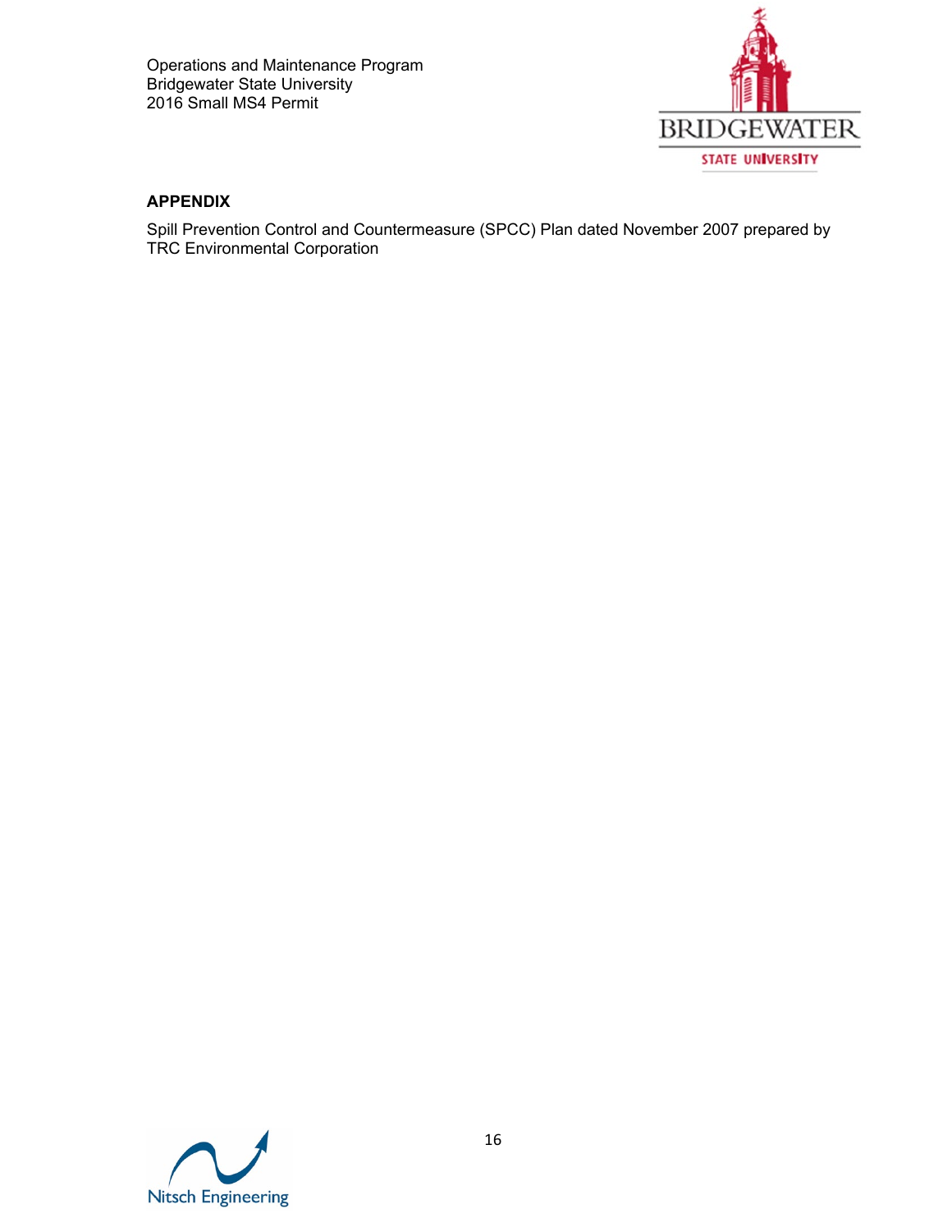## APPENDIX

Spill Prevention Control and Countermeasure (SPCC) Plan dated November 2007 prepared by TRC Environmental Corporation